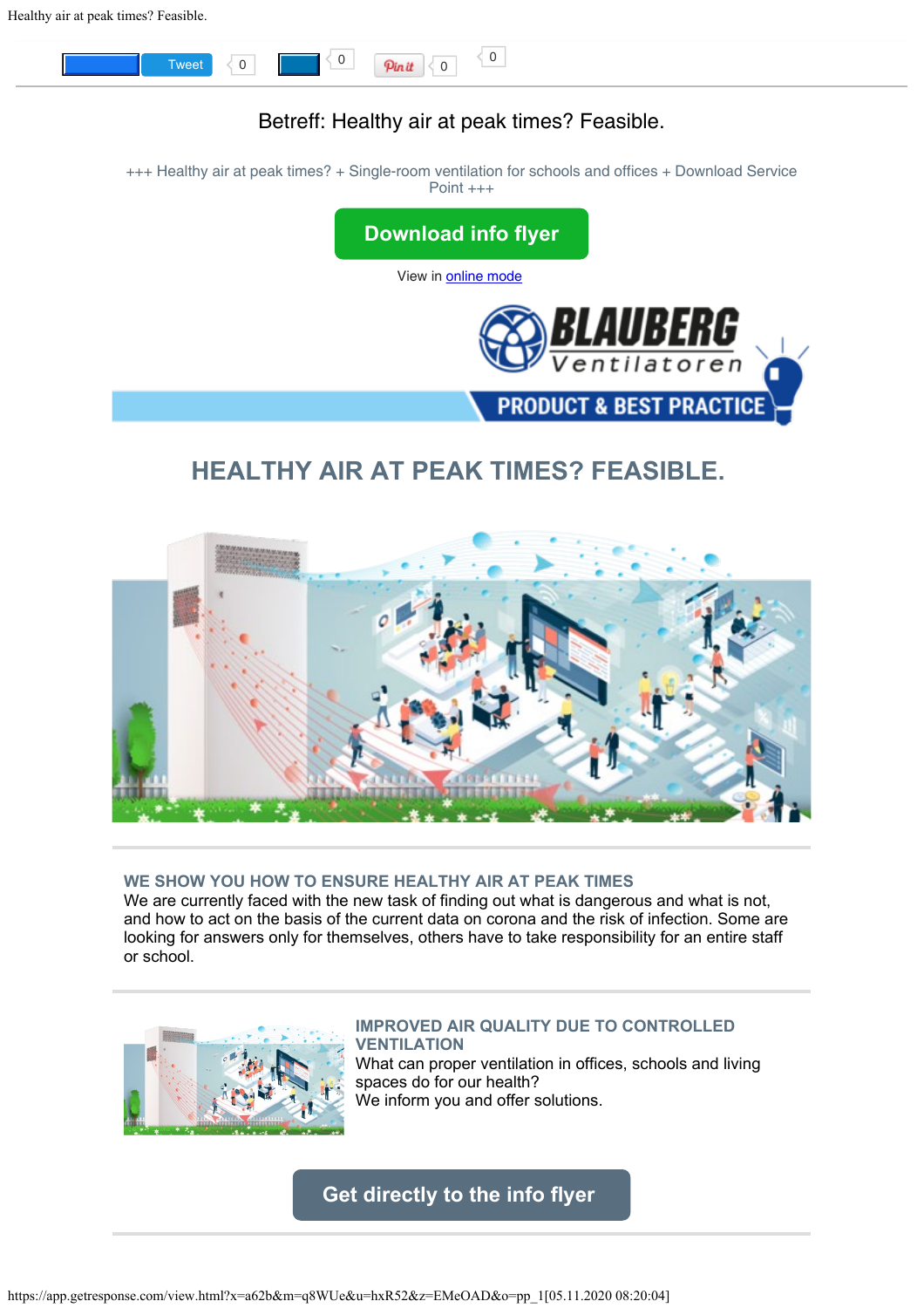Tweet 0 0 Pin it 0 0

# Betreff: Healthy air at peak times? Feasible.

+++ Healthy air at peak times? + Single-room ventilation for schools and offices + Download Service Point +++

**Download info flyer**

View in online mode

BLAUBERG Ventilatoren

PRODUCT & BEST PRACTICE

## HEALTHY AIR AT PEAK TIMES? FEASIBLE.

### WE SHOW YOU HOW TO ENSURE HEALTHY AIR AT PEAK TIMES

We are currently faced with the new task of finding out what is dangerous and what is not, and how to act on the basis of the current data on corona and the risk of infection. Some are looking for answers only for themselves, others have to take responsibility for an entire staff or school.

### IMPROVED AIR QUALITY DUE TO CONTROLLED VENTILATION

What can proper ventilation in offices, schools and living spaces do for our health?
We inform you and offer solutions.

**Get directly to the info flyer**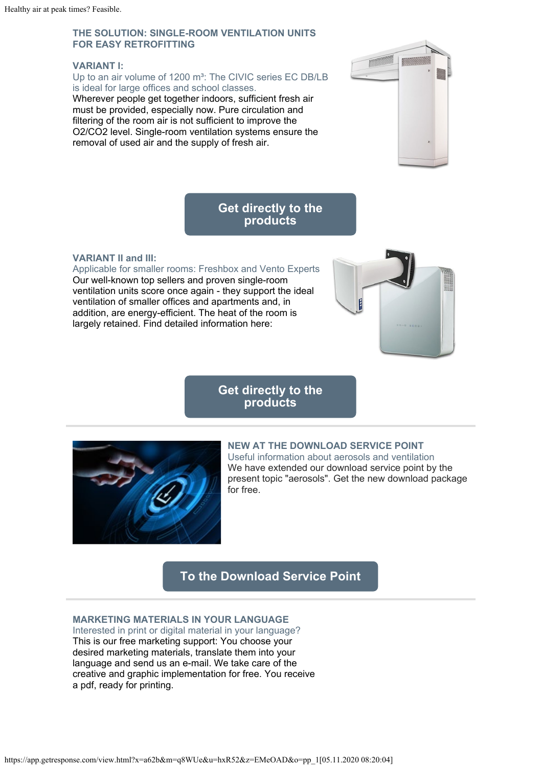## THE SOLUTION: SINGLE-ROOM VENTILATION UNITS FOR EASY RETROFITTING

### VARIANT I:

Up to an air volume of 1200 m³: The CIVIC series EC DB/LB is ideal for large offices and school classes.

Wherever people get together indoors, sufficient fresh air must be provided, especially now. Pure circulation and filtering of the room air is not sufficient to improve the $O_2$/$CO_2$ level. Single-room ventilation systems ensure the removal of used air and the supply of fresh air.

**Get directly to the products**

### VARIANT II and III:

Applicable for smaller rooms: Freshbox and Vento Experts

Our well-known top sellers and proven single-room ventilation units score once again - they support the ideal ventilation of smaller offices and apartments and, in addition, are energy-efficient. The heat of the room is largely retained. Find detailed information here:

**Get directly to the products**

---

## NEW AT THE DOWNLOAD SERVICE POINT

Useful information about aerosols and ventilation

We have extended our download service point by the present topic "aerosols". Get the new download package for free.

**To the Download Service Point**

---

## MARKETING MATERIALS IN YOUR LANGUAGE

Interested in print or digital material in your language?

This is our free marketing support: You choose your desired marketing materials, translate them into your language and send us an e-mail. We take care of the creative and graphic implementation for free. You receive a pdf, ready for printing.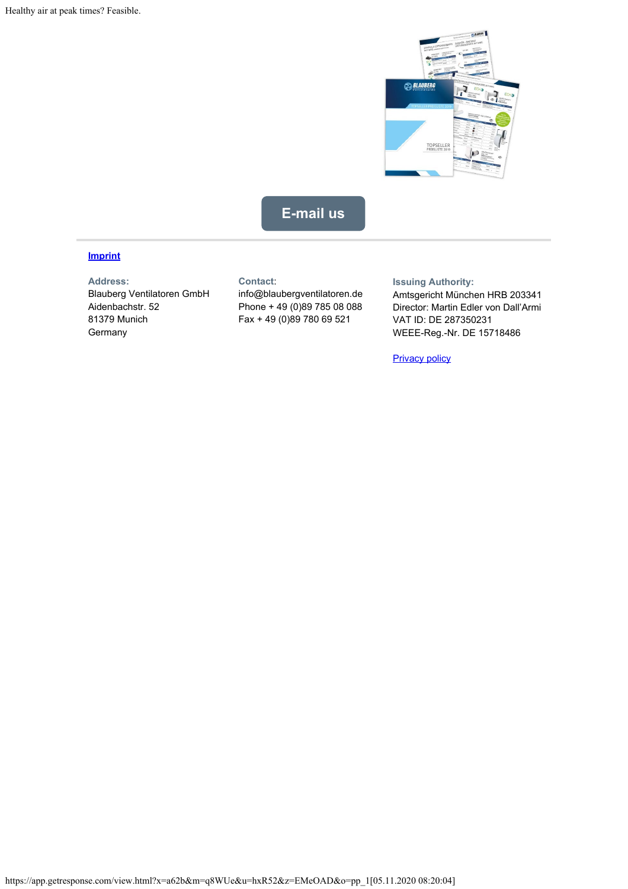E-mail us

**Imprint**

**Address:**
Blauberg Ventilatoren GmbH
Aidenbachstr. 52
81379 Munich
Germany

**Contact:**
info@blaubergventilatoren.de
Phone + 49 (0)89 785 08 088
Fax + 49 (0)89 780 69 521

**Issuing Authority:**
Amtsgericht München HRB 203341
Director: Martin Edler von Dall'Armi
VAT ID: DE 287350231
WEEE-Reg.-Nr. DE 15718486

Privacy policy